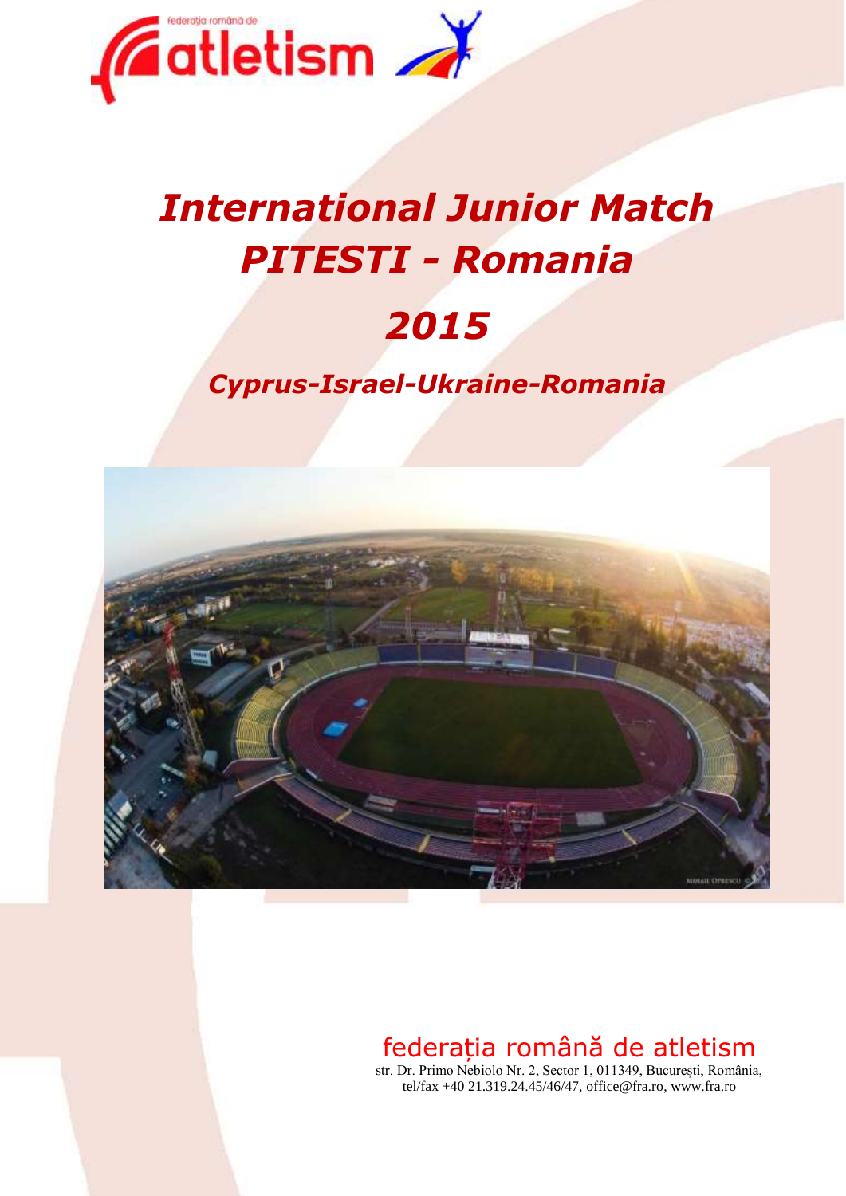federația română de

atletism

# International Junior Match
# PITESTI - Romania

# 2015

## Cyprus-Israel-Ukraine-Romania

federația română de atletism

str. Dr. Primo Nebiolo Nr. 2, Sector 1, 011349, București, România,
tel/fax +40 21.319.24.45/46/47, office@fra.ro, www.fra.ro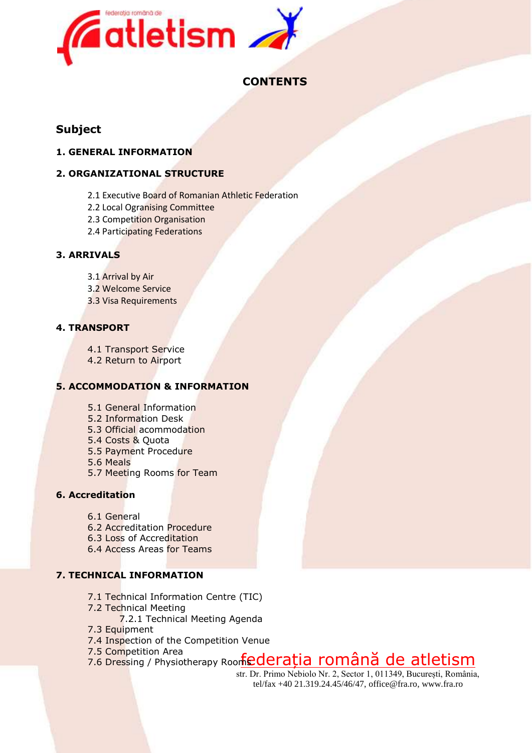# CONTENTS

## Subject

**1. GENERAL INFORMATION**

**2. ORGANIZATIONAL STRUCTURE**

- 2.1 Executive Board of Romanian Athletic Federation
- 2.2 Local Ogranising Committee
- 2.3 Competition Organisation
- 2.4 Participating Federations

**3. ARRIVALS**

- 3.1 Arrival by Air
- 3.2 Welcome Service
- 3.3 Visa Requirements

**4. TRANSPORT**

- 4.1 Transport Service
- 4.2 Return to Airport

**5. ACCOMMODATION & INFORMATION**

- 5.1 General Information
- 5.2 Information Desk
- 5.3 Official acommodation
- 5.4 Costs & Quota
- 5.5 Payment Procedure
- 5.6 Meals
- 5.7 Meeting Rooms for Team

**6. Accreditation**

- 6.1 General
- 6.2 Accreditation Procedure
- 6.3 Loss of Accreditation
- 6.4 Access Areas for Teams

**7. TECHNICAL INFORMATION**

- 7.1 Technical Information Centre (TIC)
- 7.2 Technical Meeting
  - 7.2.1 Technical Meeting Agenda
- 7.3 Equipment
- 7.4 Inspection of the Competition Venue
- 7.5 Competition Area
- 7.6 Dressing / Physiotherapy Rooms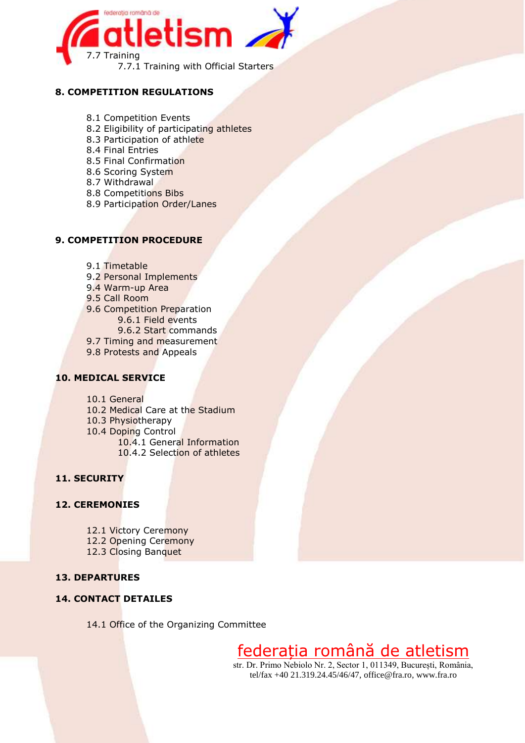- 7.7 Training
  - 7.7.1 Training with Official Starters

**8. COMPETITION REGULATIONS**

- 8.1 Competition Events
- 8.2 Eligibility of participating athletes
- 8.3 Participation of athlete
- 8.4 Final Entries
- 8.5 Final Confirmation
- 8.6 Scoring System
- 8.7 Withdrawal
- 8.8 Competitions Bibs
- 8.9 Participation Order/Lanes

**9. COMPETITION PROCEDURE**

- 9.1 Timetable
- 9.2 Personal Implements
- 9.4 Warm-up Area
- 9.5 Call Room
- 9.6 Competition Preparation
  - 9.6.1 Field events
  - 9.6.2 Start commands
- 9.7 Timing and measurement
- 9.8 Protests and Appeals

**10. MEDICAL SERVICE**

- 10.1 General
- 10.2 Medical Care at the Stadium
- 10.3 Physiotherapy
- 10.4 Doping Control
  - 10.4.1 General Information
  - 10.4.2 Selection of athletes

**11. SECURITY**

**12. CEREMONIES**

- 12.1 Victory Ceremony
- 12.2 Opening Ceremony
- 12.3 Closing Banquet

**13. DEPARTURES**

**14. CONTACT DETAILES**

- 14.1 Office of the Organizing Committee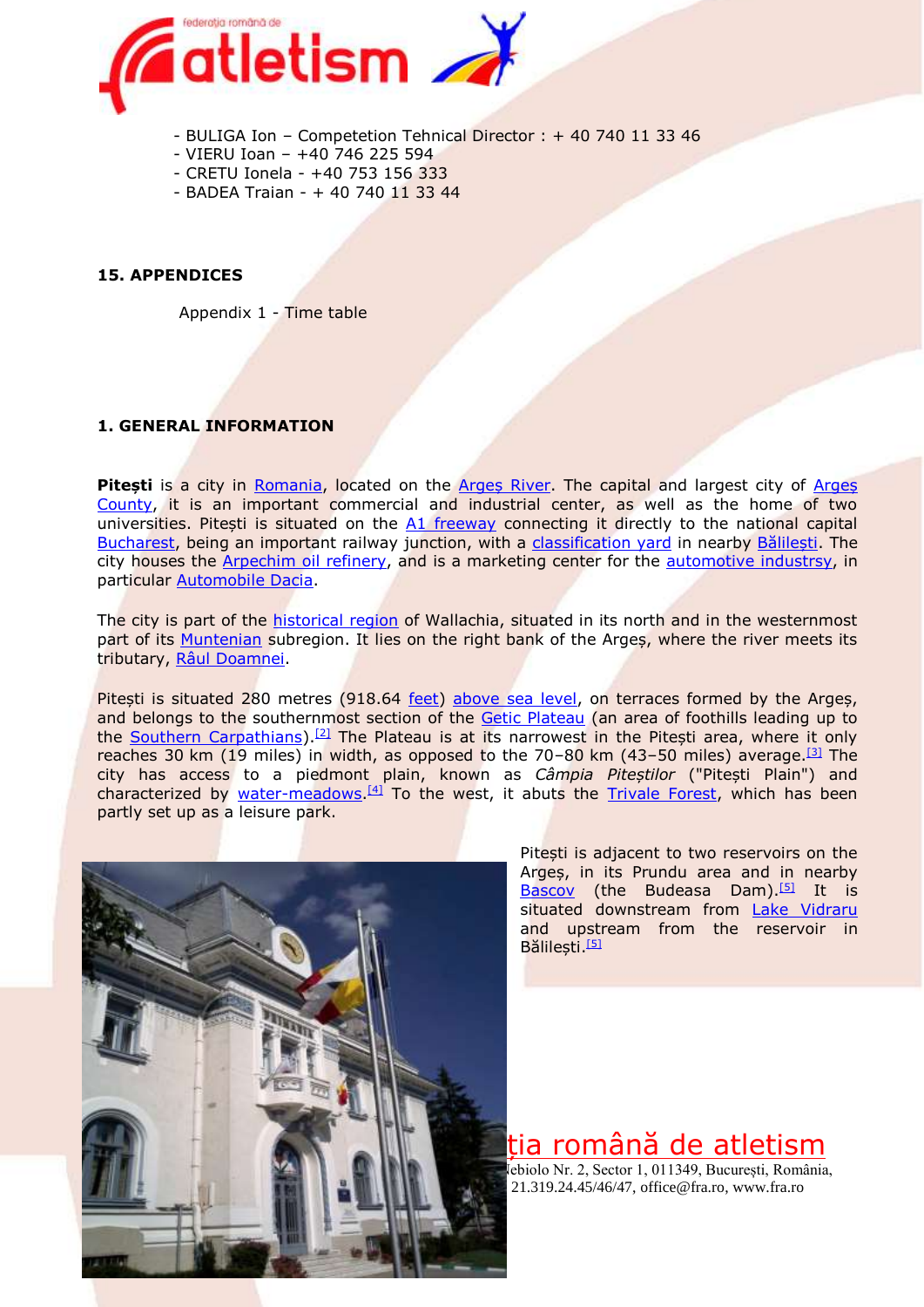- BULIGA Ion – Competetion Tehnical Director : + 40 740 11 33 46
- VIERU Ioan – +40 746 225 594
- CRETU Ionela - +40 753 156 333
- BADEA Traian - + 40 740 11 33 44

**15. APPENDICES**

Appendix 1 - Time table

**1. GENERAL INFORMATION**

**Pitești** is a city in Romania, located on the Argeș River. The capital and largest city of Argeș County, it is an important commercial and industrial center, as well as the home of two universities. Pitești is situated on the A1 freeway connecting it directly to the national capital Bucharest, being an important railway junction, with a classification yard in nearby Bălilești. The city houses the Arpechim oil refinery, and is a marketing center for the automotive industrsy, in particular Automobile Dacia.

The city is part of the historical region of Wallachia, situated in its north and in the westernmost part of its Muntenian subregion. It lies on the right bank of the Argeș, where the river meets its tributary, Râul Doamnei.

Pitești is situated 280 metres (918.64 feet) above sea level, on terraces formed by the Argeș, and belongs to the southernmost section of the Getic Plateau (an area of foothills leading up to the Southern Carpathians).[2] The Plateau is at its narrowest in the Pitești area, where it only reaches 30 km (19 miles) in width, as opposed to the 70–80 km (43–50 miles) average.[3] The city has access to a piedmont plain, known as *Câmpia Piteștilor* ("Pitești Plain") and characterized by water-meadows.[4] To the west, it abuts the Trivale Forest, which has been partly set up as a leisure park.

Pitești is adjacent to two reservoirs on the Argeș, in its Prundu area and in nearby Bascov (the Budeasa Dam).[5] It is situated downstream from Lake Vidraru and upstream from the reservoir in Bălilești.[5]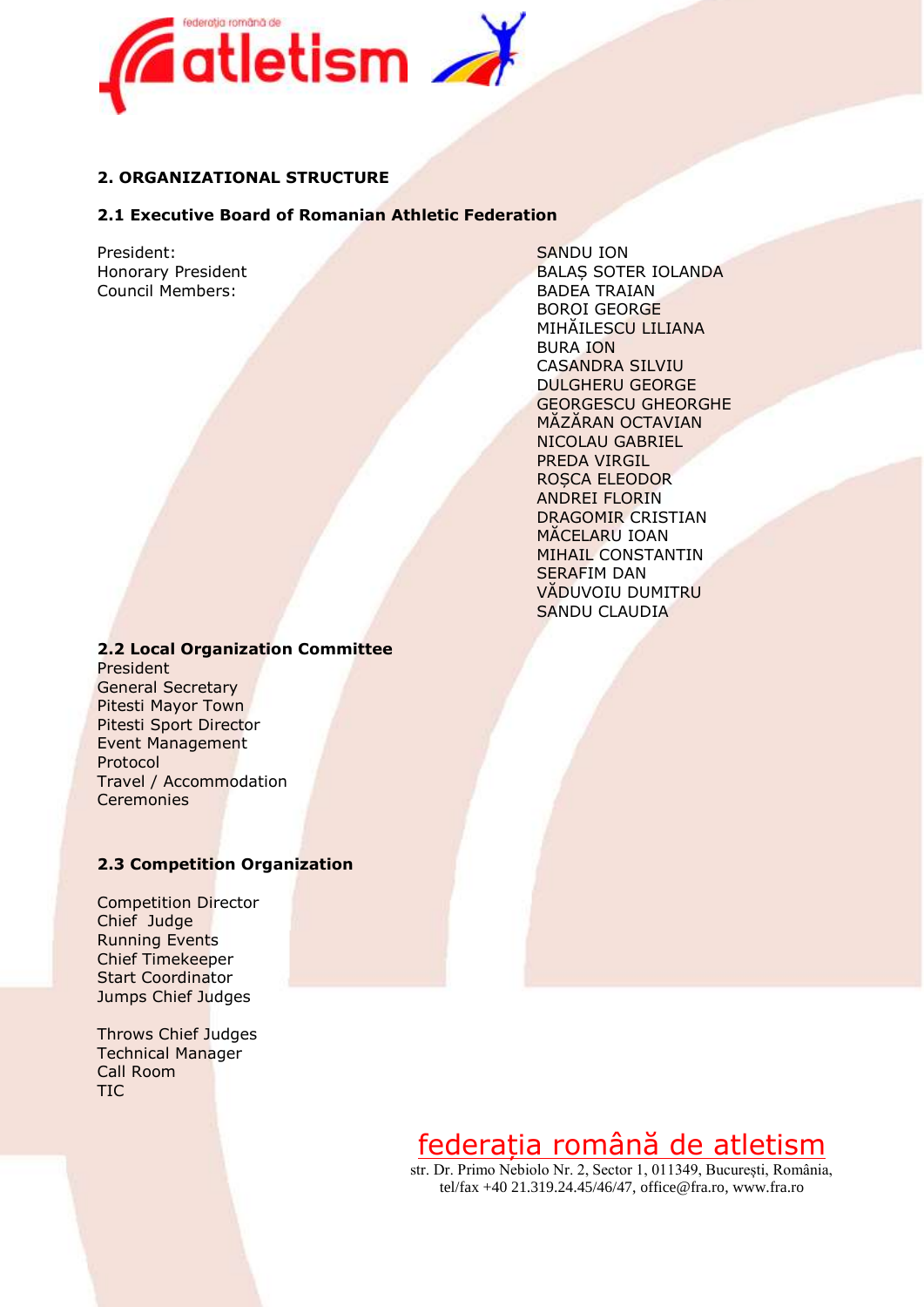## 2. ORGANIZATIONAL STRUCTURE

### 2.1 Executive Board of Romanian Athletic Federation

| | |
|---|---|
| President: | SANDU ION |
| Honorary President | BALAȘ SOTER IOLANDA |
| Council Members: | BADEA TRAIAN |
| | BOROI GEORGE |
| | MIHĂILESCU LILIANA |
| | BURA ION |
| | CASANDRA SILVIU |
| | DULGHERU GEORGE |
| | GEORGESCU GHEORGHE |
| | MĂZĂRAN OCTAVIAN |
| | NICOLAU GABRIEL |
| | PREDA VIRGIL |
| | ROȘCA ELEODOR |
| | ANDREI FLORIN |
| | DRAGOMIR CRISTIAN |
| | MĂCELARU IOAN |
| | MIHAIL CONSTANTIN |
| | SERAFIM DAN |
| | VĂDUVOIU DUMITRU |
| | SANDU CLAUDIA |

### 2.2 Local Organization Committee

President
General Secretary
Pitesti Mayor Town
Pitesti Sport Director
Event Management
Protocol
Travel / Accommodation
Ceremonies

### 2.3 Competition Organization

Competition Director
Chief Judge
Running Events
Chief Timekeeper
Start Coordinator
Jumps Chief Judges

Throws Chief Judges
Technical Manager
Call Room
TIC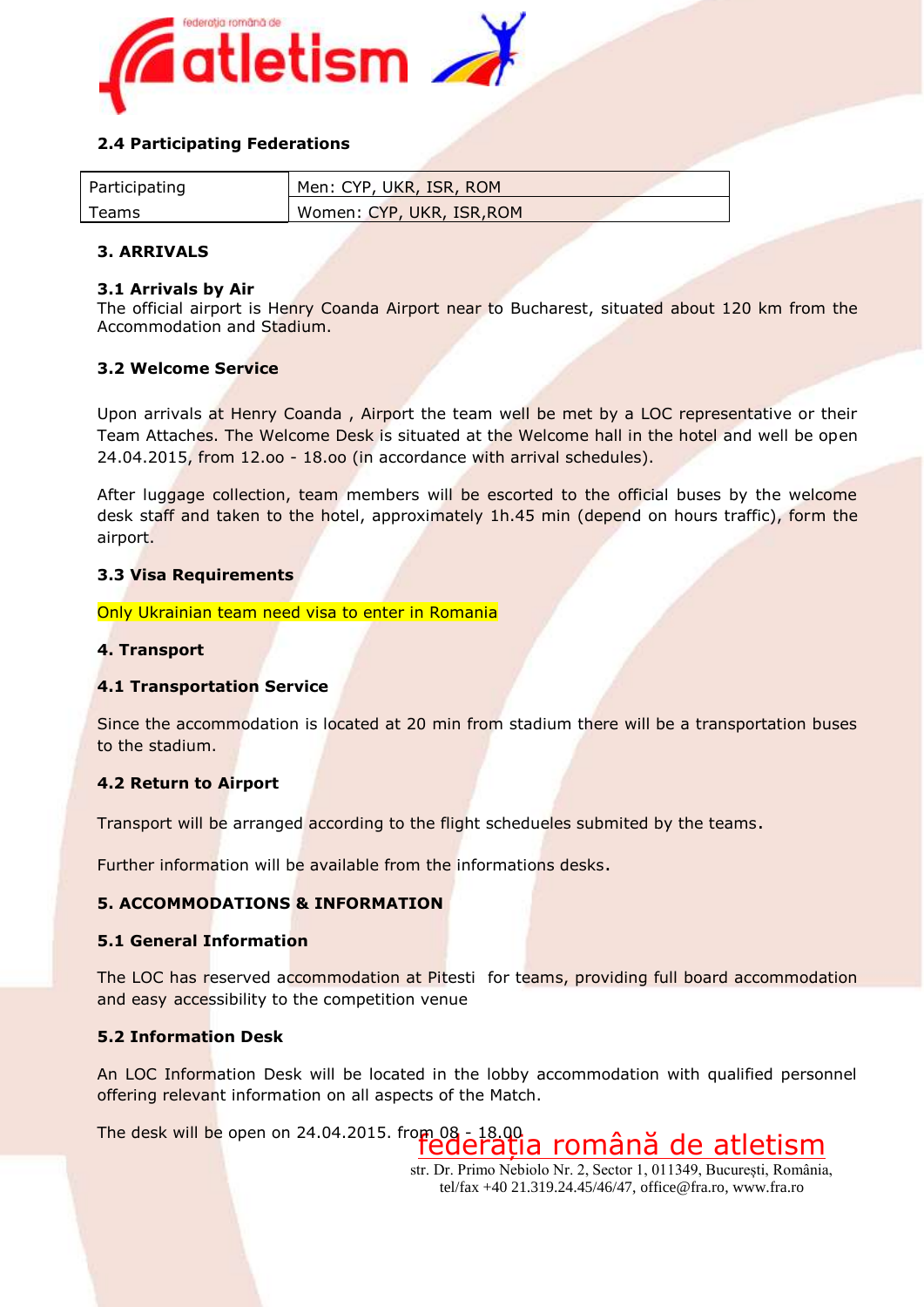### 2.4 Participating Federations

| Participating Teams | Men: CYP, UKR, ISR, ROM |
|---|---|
| | Women: CYP, UKR, ISR,ROM |

### 3. ARRIVALS

**3.1 Arrivals by Air**

The official airport is Henry Coanda Airport near to Bucharest, situated about 120 km from the Accommodation and Stadium.

**3.2 Welcome Service**

Upon arrivals at Henry Coanda , Airport the team well be met by a LOC representative or their Team Attaches. The Welcome Desk is situated at the Welcome hall in the hotel and well be open 24.04.2015, from 12.oo - 18.oo (in accordance with arrival schedules).

After luggage collection, team members will be escorted to the official buses by the welcome desk staff and taken to the hotel, approximately 1h.45 min (depend on hours traffic), form the airport.

**3.3 Visa Requirements**

Only Ukrainian team need visa to enter in Romania

### 4. Transport

**4.1 Transportation Service**

Since the accommodation is located at 20 min from stadium there will be a transportation buses to the stadium.

**4.2 Return to Airport**

Transport will be arranged according to the flight schedeules submited by the teams.

Further information will be available from the informations desks.

### 5. ACCOMMODATIONS & INFORMATION

**5.1 General Information**

The LOC has reserved accommodation at Pitesti for teams, providing full board accommodation and easy accessibility to the competition venue

**5.2 Information Desk**

An LOC Information Desk will be located in the lobby accommodation with qualified personnel offering relevant information on all aspects of the Match.

The desk will be open on 24.04.2015. from 08 - 18.00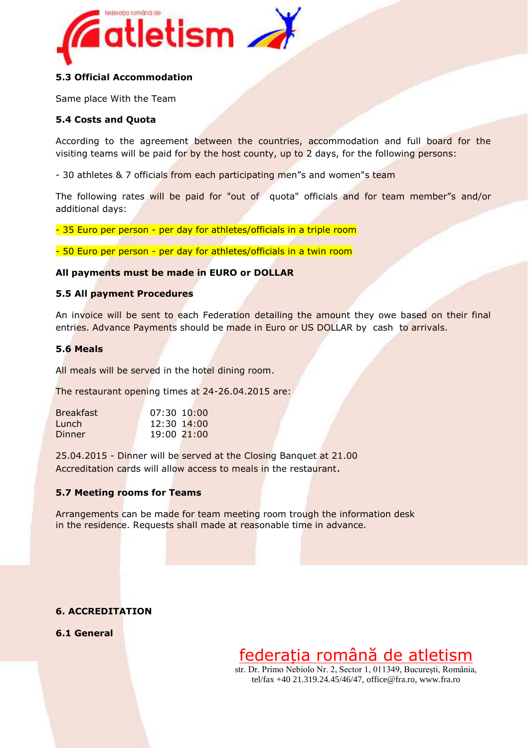### 5.3 Official Accommodation

Same place With the Team

### 5.4 Costs and Quota

According to the agreement between the countries, accommodation and full board for the visiting teams will be paid for by the host county, up to 2 days, for the following persons:

- 30 athletes & 7 officials from each participating men"s and women"s team

The following rates will be paid for "out of quota" officials and for team member"s and/or additional days:

- 35 Euro per person - per day for athletes/officials in a triple room

- 50 Euro per person - per day for athletes/officials in a twin room

**All payments must be made in EURO or DOLLAR**

### 5.5 All payment Procedures

An invoice will be sent to each Federation detailing the amount they owe based on their final entries. Advance Payments should be made in Euro or US DOLLAR by cash to arrivals.

### 5.6 Meals

All meals will be served in the hotel dining room.

The restaurant opening times at 24-26.04.2015 are:

| | |
|---|---|
| Breakfast | 07:30 10:00 |
| Lunch | 12:30 14:00 |
| Dinner | 19:00 21:00 |

25.04.2015 - Dinner will be served at the Closing Banquet at 21.00
Accreditation cards will allow access to meals in the restaurant.

### 5.7 Meeting rooms for Teams

Arrangements can be made for team meeting room trough the information desk in the residence. Requests shall made at reasonable time in advance.

## 6. ACCREDITATION

### 6.1 General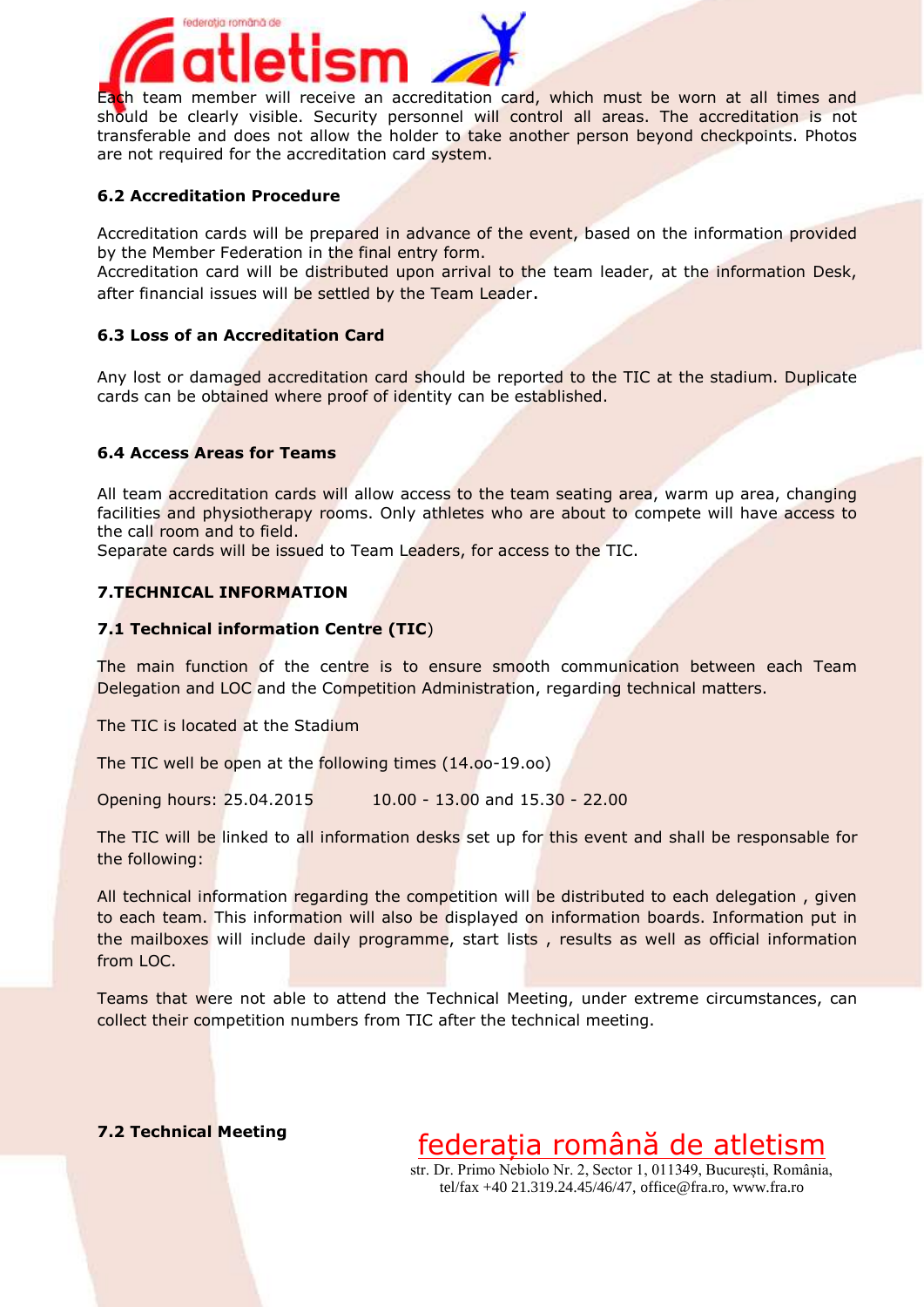Each team member will receive an accreditation card, which must be worn at all times and should be clearly visible. Security personnel will control all areas. The accreditation is not transferable and does not allow the holder to take another person beyond checkpoints. Photos are not required for the accreditation card system.

### 6.2 Accreditation Procedure

Accreditation cards will be prepared in advance of the event, based on the information provided by the Member Federation in the final entry form.
Accreditation card will be distributed upon arrival to the team leader, at the information Desk, after financial issues will be settled by the Team Leader.

### 6.3 Loss of an Accreditation Card

Any lost or damaged accreditation card should be reported to the TIC at the stadium. Duplicate cards can be obtained where proof of identity can be established.

### 6.4 Access Areas for Teams

All team accreditation cards will allow access to the team seating area, warm up area, changing facilities and physiotherapy rooms. Only athletes who are about to compete will have access to the call room and to field.
Separate cards will be issued to Team Leaders, for access to the TIC.

## 7.TECHNICAL INFORMATION

### 7.1 Technical information Centre (TIC)

The main function of the centre is to ensure smooth communication between each Team Delegation and LOC and the Competition Administration, regarding technical matters.

The TIC is located at the Stadium

The TIC well be open at the following times (14.oo-19.oo)

Opening hours: 25.04.2015 10.00 - 13.00 and 15.30 - 22.00

The TIC will be linked to all information desks set up for this event and shall be responsable for the following:

All technical information regarding the competition will be distributed to each delegation , given to each team. This information will also be displayed on information boards. Information put in the mailboxes will include daily programme, start lists , results as well as official information from LOC.

Teams that were not able to attend the Technical Meeting, under extreme circumstances, can collect their competition numbers from TIC after the technical meeting.

### 7.2 Technical Meeting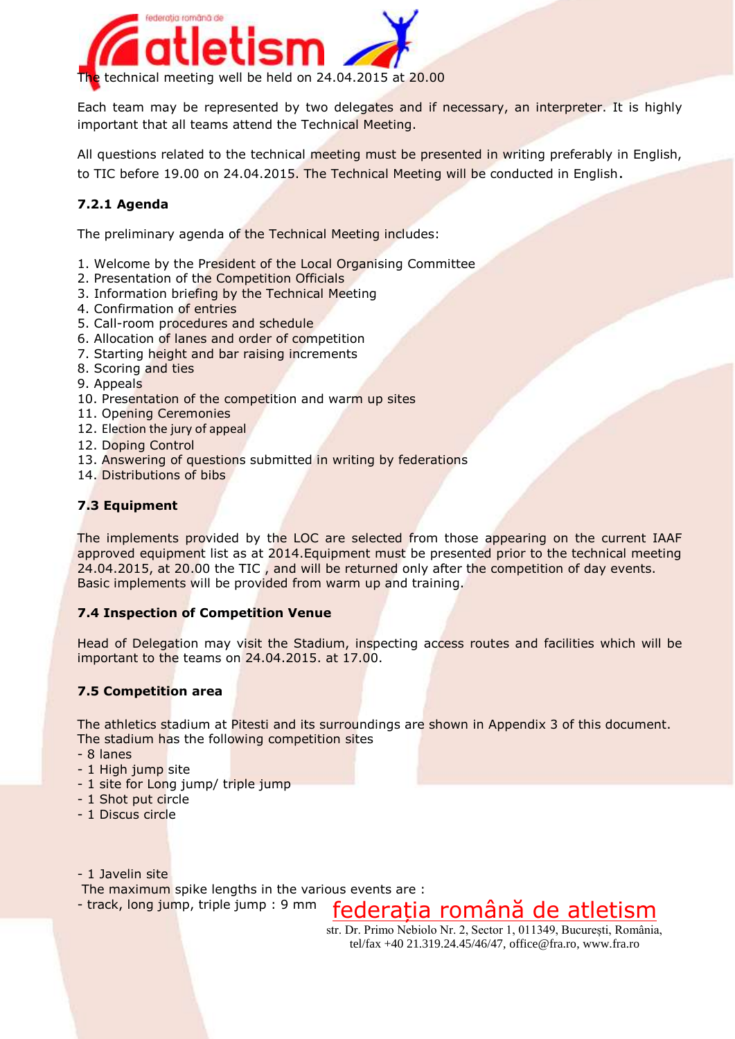The technical meeting well be held on 24.04.2015 at 20.00

Each team may be represented by two delegates and if necessary, an interpreter. It is highly important that all teams attend the Technical Meeting.

All questions related to the technical meeting must be presented in writing preferably in English, to TIC before 19.00 on 24.04.2015. The Technical Meeting will be conducted in English.

### 7.2.1 Agenda

The preliminary agenda of the Technical Meeting includes:

1. Welcome by the President of the Local Organising Committee
2. Presentation of the Competition Officials
3. Information briefing by the Technical Meeting
4. Confirmation of entries
5. Call-room procedures and schedule
6. Allocation of lanes and order of competition
7. Starting height and bar raising increments
8. Scoring and ties
9. Appeals
10. Presentation of the competition and warm up sites
11. Opening Ceremonies
12. Election the jury of appeal
12. Doping Control
13. Answering of questions submitted in writing by federations
14. Distributions of bibs

### 7.3 Equipment

The implements provided by the LOC are selected from those appearing on the current IAAF approved equipment list as at 2014.Equipment must be presented prior to the technical meeting 24.04.2015, at 20.00 the TIC , and will be returned only after the competition of day events. Basic implements will be provided from warm up and training.

### 7.4 Inspection of Competition Venue

Head of Delegation may visit the Stadium, inspecting access routes and facilities which will be important to the teams on 24.04.2015. at 17.00.

### 7.5 Competition area

The athletics stadium at Pitesti and its surroundings are shown in Appendix 3 of this document.
The stadium has the following competition sites

- 8 lanes
- 1 High jump site
- 1 site for Long jump/ triple jump
- 1 Shot put circle
- 1 Discus circle

- 1 Javelin site

The maximum spike lengths in the various events are :

- track, long jump, triple jump : 9 mm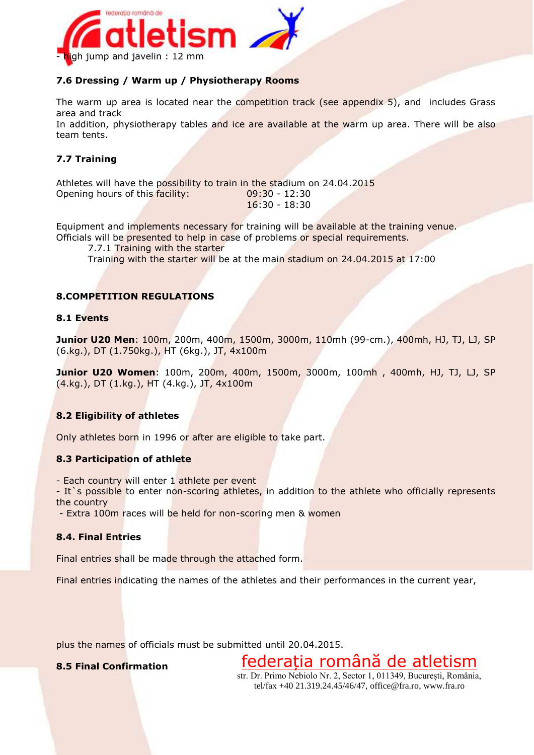- high jump and javelin : 12 mm

### 7.6 Dressing / Warm up / Physiotherapy Rooms

The warm up area is located near the competition track (see appendix 5), and includes Grass area and track

In addition, physiotherapy tables and ice are available at the warm up area. There will be also team tents.

### 7.7 Training

Athletes will have the possibility to train in the stadium on 24.04.2015

Opening hours of this facility: 09:30 - 12:30
16:30 - 18:30

Equipment and implements necessary for training will be available at the training venue.
Officials will be presented to help in case of problems or special requirements.

7.7.1 Training with the starter

Training with the starter will be at the main stadium on 24.04.2015 at 17:00

## 8.COMPETITION REGULATIONS

### 8.1 Events

**Junior U20 Men**: 100m, 200m, 400m, 1500m, 3000m, 110mh (99-cm.), 400mh, HJ, TJ, LJ, SP (6.kg.), DT (1.750kg.), HT (6kg.), JT, 4x100m

**Junior U20 Women**: 100m, 200m, 400m, 1500m, 3000m, 100mh , 400mh, HJ, TJ, LJ, SP (4.kg.), DT (1.kg.), HT (4.kg.), JT, 4x100m

### 8.2 Eligibility of athletes

Only athletes born in 1996 or after are eligible to take part.

### 8.3 Participation of athlete

- Each country will enter 1 athlete per event
- It`s possible to enter non-scoring athletes, in addition to the athlete who officially represents the country
- Extra 100m races will be held for non-scoring men & women

### 8.4. Final Entries

Final entries shall be made through the attached form.

Final entries indicating the names of the athletes and their performances in the current year,

plus the names of officials must be submitted until 20.04.2015.

### 8.5 Final Confirmation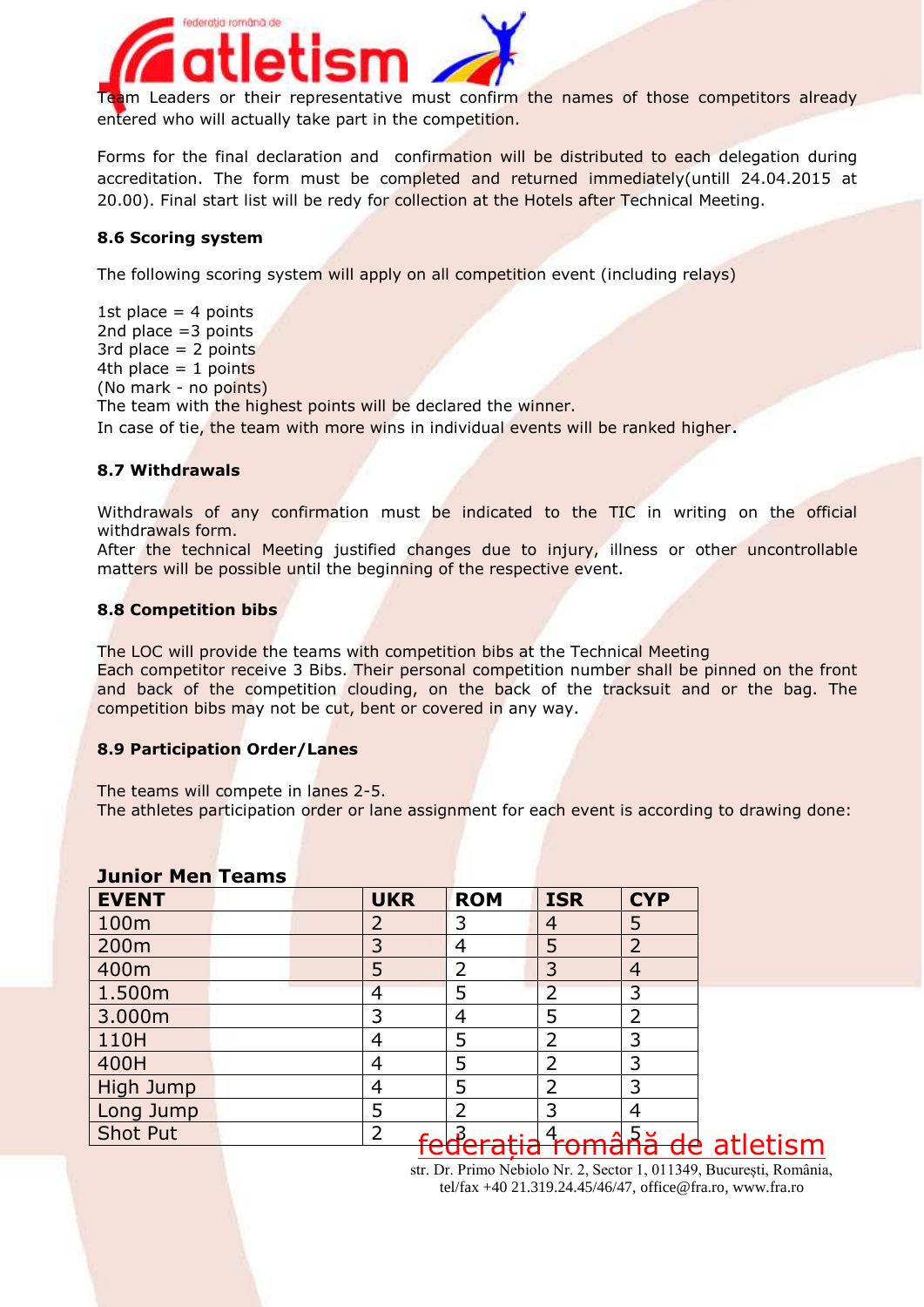Team Leaders or their representative must confirm the names of those competitors already entered who will actually take part in the competition.

Forms for the final declaration and confirmation will be distributed to each delegation during accreditation. The form must be completed and returned immediately(untill 24.04.2015 at 20.00). Final start list will be redy for collection at the Hotels after Technical Meeting.

#### 8.6 Scoring system

The following scoring system will apply on all competition event (including relays)

1st place = 4 points
2nd place =3 points
3rd place = 2 points
4th place = 1 points
(No mark - no points)
The team with the highest points will be declared the winner.
In case of tie, the team with more wins in individual events will be ranked higher.

#### 8.7 Withdrawals

Withdrawals of any confirmation must be indicated to the TIC in writing on the official withdrawals form.
After the technical Meeting justified changes due to injury, illness or other uncontrollable matters will be possible until the beginning of the respective event.

#### 8.8 Competition bibs

The LOC will provide the teams with competition bibs at the Technical Meeting
Each competitor receive 3 Bibs. Their personal competition number shall be pinned on the front and back of the competition clouding, on the back of the tracksuit and or the bag. The competition bibs may not be cut, bent or covered in any way.

#### 8.9 Participation Order/Lanes

The teams will compete in lanes 2-5.
The athletes participation order or lane assignment for each event is according to drawing done:

**Junior Men Teams**

| EVENT | UKR | ROM | ISR | CYP |
|---|---|---|---|---|
| 100m | 2 | 3 | 4 | 5 |
| 200m | 3 | 4 | 5 | 2 |
| 400m | 5 | 2 | 3 | 4 |
| 1.500m | 4 | 5 | 2 | 3 |
| 3.000m | 3 | 4 | 5 | 2 |
| 110H | 4 | 5 | 2 | 3 |
| 400H | 4 | 5 | 2 | 3 |
| High Jump | 4 | 5 | 2 | 3 |
| Long Jump | 5 | 2 | 3 | 4 |
| Shot Put | 2 | 3 | 4 | 5 |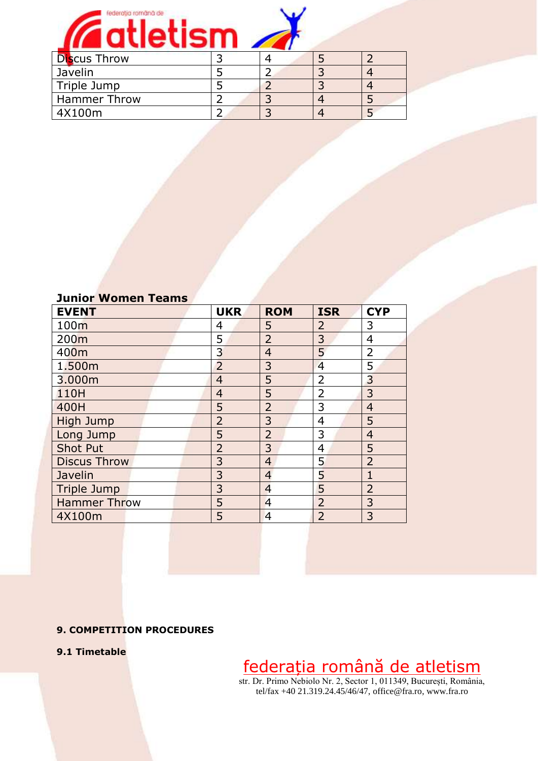| Discus Throw | 3 | 4 | 5 | 2 |
| --- | --- | --- | --- | --- |
| Javelin | 5 | 2 | 3 | 4 |
| Triple Jump | 5 | 2 | 3 | 4 |
| Hammer Throw | 2 | 3 | 4 | 5 |
| 4X100m | 2 | 3 | 4 | 5 |

**Junior Women Teams**

| EVENT | UKR | ROM | ISR | CYP |
| --- | --- | --- | --- | --- |
| 100m | 4 | 5 | 2 | 3 |
| 200m | 5 | 2 | 3 | 4 |
| 400m | 3 | 4 | 5 | 2 |
| 1.500m | 2 | 3 | 4 | 5 |
| 3.000m | 4 | 5 | 2 | 3 |
| 110H | 4 | 5 | 2 | 3 |
| 400H | 5 | 2 | 3 | 4 |
| High Jump | 2 | 3 | 4 | 5 |
| Long Jump | 5 | 2 | 3 | 4 |
| Shot Put | 2 | 3 | 4 | 5 |
| Discus Throw | 3 | 4 | 5 | 2 |
| Javelin | 3 | 4 | 5 | 1 |
| Triple Jump | 3 | 4 | 5 | 2 |
| Hammer Throw | 5 | 4 | 2 | 3 |
| 4X100m | 5 | 4 | 2 | 3 |

**9. COMPETITION PROCEDURES**

**9.1 Timetable**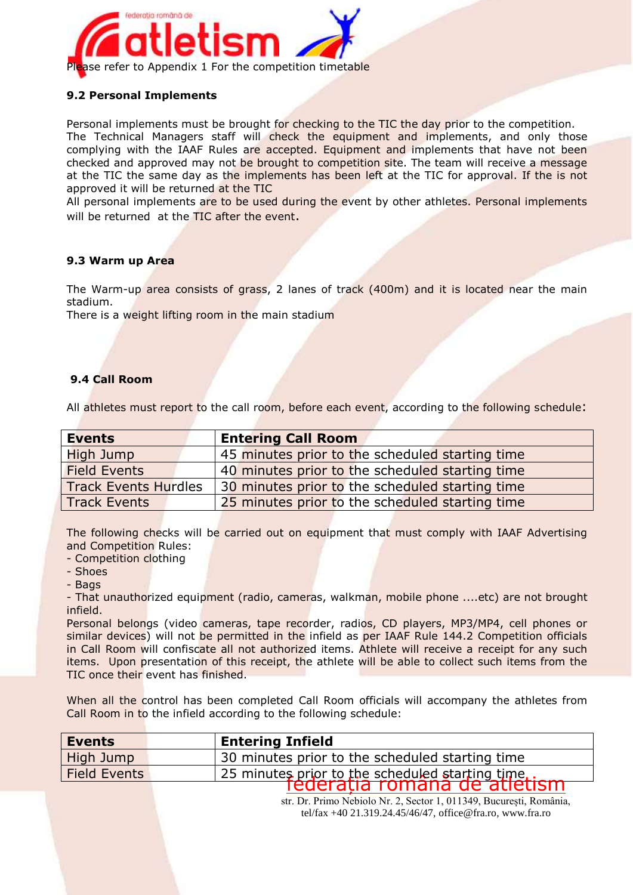Please refer to Appendix 1 For the competition timetable

### 9.2 Personal Implements

Personal implements must be brought for checking to the TIC the day prior to the competition. The Technical Managers staff will check the equipment and implements, and only those complying with the IAAF Rules are accepted. Equipment and implements that have not been checked and approved may not be brought to competition site. The team will receive a message at the TIC the same day as the implements has been left at the TIC for approval. If the is not approved it will be returned at the TIC

All personal implements are to be used during the event by other athletes. Personal implements will be returned at the TIC after the event.

### 9.3 Warm up Area

The Warm-up area consists of grass, 2 lanes of track (400m) and it is located near the main stadium.

There is a weight lifting room in the main stadium

### 9.4 Call Room

All athletes must report to the call room, before each event, according to the following schedule:

| Events | Entering Call Room |
|---|---|
| High Jump | 45 minutes prior to the scheduled starting time |
| Field Events | 40 minutes prior to the scheduled starting time |
| Track Events Hurdles | 30 minutes prior to the scheduled starting time |
| Track Events | 25 minutes prior to the scheduled starting time |

The following checks will be carried out on equipment that must comply with IAAF Advertising and Competition Rules:

- Competition clothing
- Shoes
- Bags
- That unauthorized equipment (radio, cameras, walkman, mobile phone ....etc) are not brought infield.

Personal belongs (video cameras, tape recorder, radios, CD players, MP3/MP4, cell phones or similar devices) will not be permitted in the infield as per IAAF Rule 144.2 Competition officials in Call Room will confiscate all not authorized items. Athlete will receive a receipt for any such items. Upon presentation of this receipt, the athlete will be able to collect such items from the TIC once their event has finished.

When all the control has been completed Call Room officials will accompany the athletes from Call Room in to the infield according to the following schedule:

| Events | Entering Infield |
|---|---|
| High Jump | 30 minutes prior to the scheduled starting time |
| Field Events | 25 minutes prior to the scheduled starting time |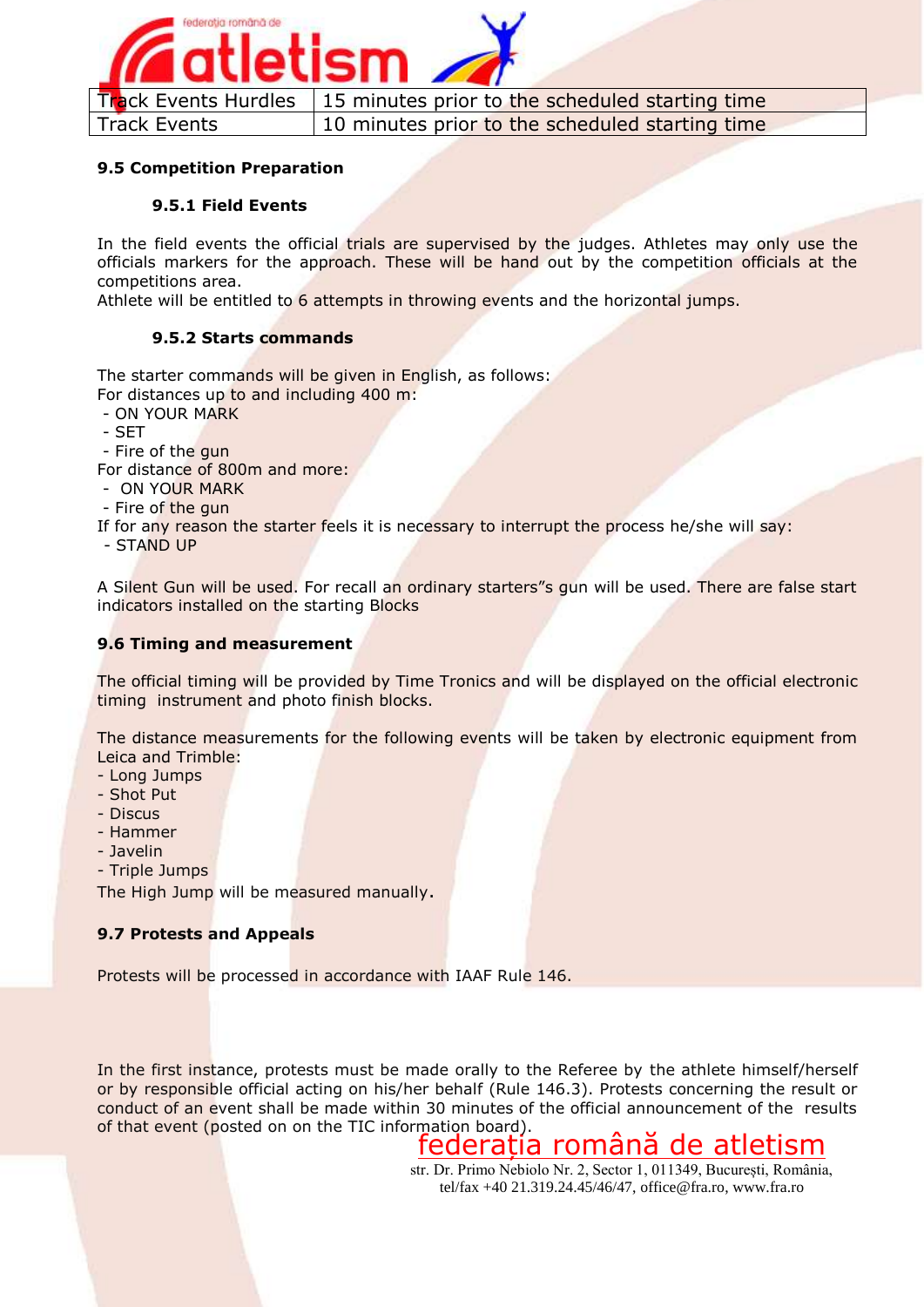| Track Events Hurdles | 15 minutes prior to the scheduled starting time |
| --- | --- |
| Track Events | 10 minutes prior to the scheduled starting time |

### 9.5 Competition Preparation

#### 9.5.1 Field Events

In the field events the official trials are supervised by the judges. Athletes may only use the officials markers for the approach. These will be hand out by the competition officials at the competitions area.
Athlete will be entitled to 6 attempts in throwing events and the horizontal jumps.

#### 9.5.2 Starts commands

The starter commands will be given in English, as follows:
For distances up to and including 400 m:
- ON YOUR MARK
- SET
- Fire of the gun

For distance of 800m and more:
- ON YOUR MARK
- Fire of the gun

If for any reason the starter feels it is necessary to interrupt the process he/she will say:
- STAND UP

A Silent Gun will be used. For recall an ordinary starters"s gun will be used. There are false start indicators installed on the starting Blocks

### 9.6 Timing and measurement

The official timing will be provided by Time Tronics and will be displayed on the official electronic timing instrument and photo finish blocks.

The distance measurements for the following events will be taken by electronic equipment from Leica and Trimble:
- Long Jumps
- Shot Put
- Discus
- Hammer
- Javelin
- Triple Jumps

The High Jump will be measured manually.

### 9.7 Protests and Appeals

Protests will be processed in accordance with IAAF Rule 146.

In the first instance, protests must be made orally to the Referee by the athlete himself/herself or by responsible official acting on his/her behalf (Rule 146.3). Protests concerning the result or conduct of an event shall be made within 30 minutes of the official announcement of the results of that event (posted on on the TIC information board).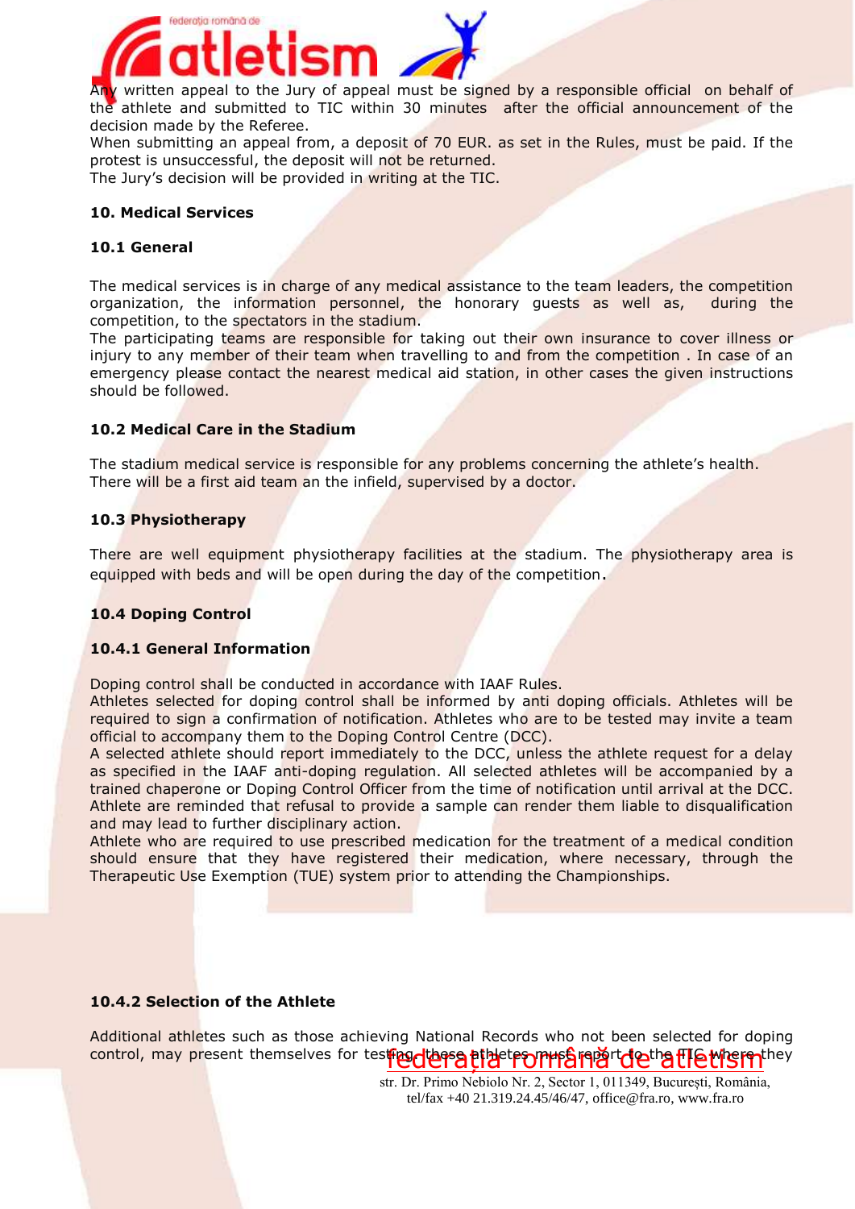Any written appeal to the Jury of appeal must be signed by a responsible official on behalf of the athlete and submitted to TIC within 30 minutes after the official announcement of the decision made by the Referee.

When submitting an appeal from, a deposit of 70 EUR. as set in the Rules, must be paid. If the protest is unsuccessful, the deposit will not be returned.

The Jury's decision will be provided in writing at the TIC.

## 10. Medical Services

### 10.1 General

The medical services is in charge of any medical assistance to the team leaders, the competition organization, the information personnel, the honorary guests as well as, during the competition, to the spectators in the stadium.

The participating teams are responsible for taking out their own insurance to cover illness or injury to any member of their team when travelling to and from the competition . In case of an emergency please contact the nearest medical aid station, in other cases the given instructions should be followed.

### 10.2 Medical Care in the Stadium

The stadium medical service is responsible for any problems concerning the athlete's health.
There will be a first aid team an the infield, supervised by a doctor.

### 10.3 Physiotherapy

There are well equipment physiotherapy facilities at the stadium. The physiotherapy area is equipped with beds and will be open during the day of the competition.

### 10.4 Doping Control

#### 10.4.1 General Information

Doping control shall be conducted in accordance with IAAF Rules.

Athletes selected for doping control shall be informed by anti doping officials. Athletes will be required to sign a confirmation of notification. Athletes who are to be tested may invite a team official to accompany them to the Doping Control Centre (DCC).

A selected athlete should report immediately to the DCC, unless the athlete request for a delay as specified in the IAAF anti-doping regulation. All selected athletes will be accompanied by a trained chaperone or Doping Control Officer from the time of notification until arrival at the DCC. Athlete are reminded that refusal to provide a sample can render them liable to disqualification and may lead to further disciplinary action.

Athlete who are required to use prescribed medication for the treatment of a medical condition should ensure that they have registered their medication, where necessary, through the Therapeutic Use Exemption (TUE) system prior to attending the Championships.

#### 10.4.2 Selection of the Athlete

Additional athletes such as those achieving National Records who not been selected for doping control, may present themselves for testing, these athletes must report to the TIC where they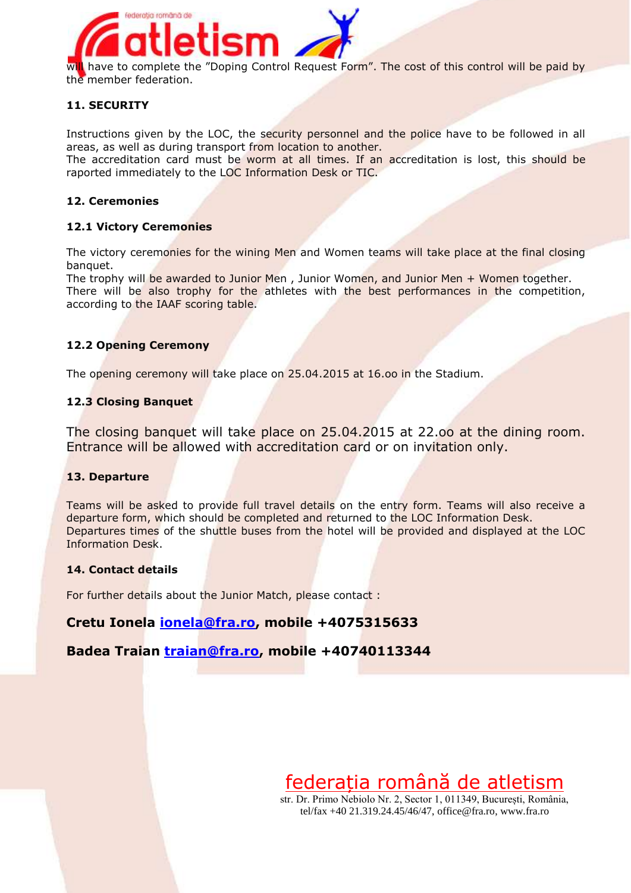will have to complete the "Doping Control Request Form". The cost of this control will be paid by the member federation.

### 11. SECURITY

Instructions given by the LOC, the security personnel and the police have to be followed in all areas, as well as during transport from location to another.
The accreditation card must be worm at all times. If an accreditation is lost, this should be raported immediately to the LOC Information Desk or TIC.

### 12. Ceremonies

#### 12.1 Victory Ceremonies

The victory ceremonies for the wining Men and Women teams will take place at the final closing banquet.
The trophy will be awarded to Junior Men , Junior Women, and Junior Men + Women together.
There will be also trophy for the athletes with the best performances in the competition, according to the IAAF scoring table.

#### 12.2 Opening Ceremony

The opening ceremony will take place on 25.04.2015 at 16.oo in the Stadium.

#### 12.3 Closing Banquet

The closing banquet will take place on 25.04.2015 at 22.oo at the dining room. Entrance will be allowed with accreditation card or on invitation only.

### 13. Departure

Teams will be asked to provide full travel details on the entry form. Teams will also receive a departure form, which should be completed and returned to the LOC Information Desk.
Departures times of the shuttle buses from the hotel will be provided and displayed at the LOC Information Desk.

### 14. Contact details

For further details about the Junior Match, please contact :

**Cretu Ionela [ionela@fra.ro](mailto:ionela@fra.ro), mobile +4075315633**

**Badea Traian [traian@fra.ro](mailto:traian@fra.ro), mobile +40740113344**

federația română de atletism
str. Dr. Primo Nebiolo Nr. 2, Sector 1, 011349, București, România,
tel/fax +40 21.319.24.45/46/47, office@fra.ro, www.fra.ro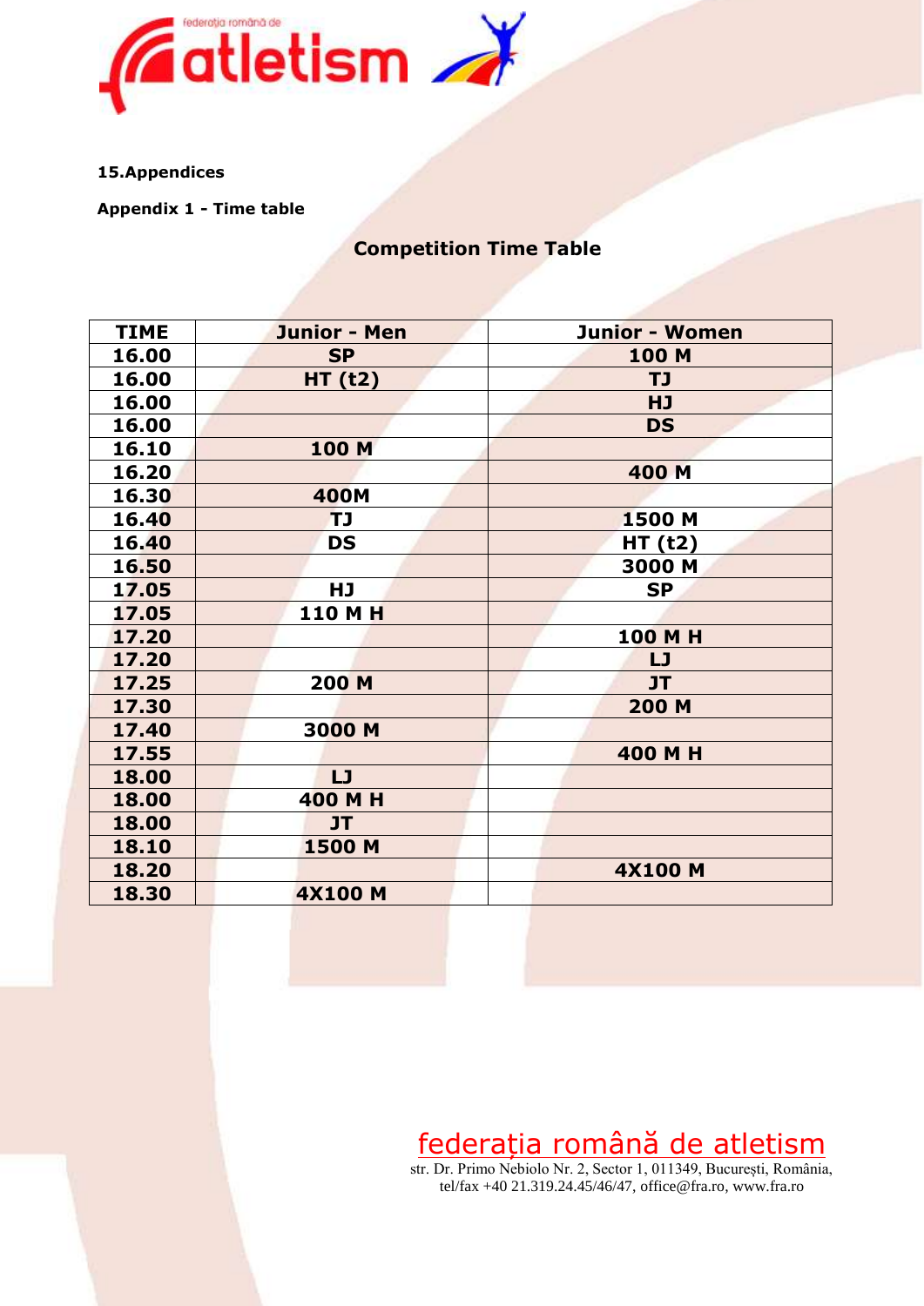**15.Appendices**

**Appendix 1 - Time table**

## Competition Time Table

| TIME | Junior - Men | Junior - Women |
|---|---|---|
| 16.00 | SP | 100 M |
| 16.00 | HT (t2) | TJ |
| 16.00 | | HJ |
| 16.00 | | DS |
| 16.10 | 100 M | |
| 16.20 | | 400 M |
| 16.30 | 400M | |
| 16.40 | TJ | 1500 M |
| 16.40 | DS | HT (t2) |
| 16.50 | | 3000 M |
| 17.05 | HJ | SP |
| 17.05 | 110 M H | |
| 17.20 | | 100 M H |
| 17.20 | | LJ |
| 17.25 | 200 M | JT |
| 17.30 | | 200 M |
| 17.40 | 3000 M | |
| 17.55 | | 400 M H |
| 18.00 | LJ | |
| 18.00 | 400 M H | |
| 18.00 | JT | |
| 18.10 | 1500 M | |
| 18.20 | | 4X100 M |
| 18.30 | 4X100 M | |

federaţia română de atletism

str. Dr. Primo Nebiolo Nr. 2, Sector 1, 011349, Bucureşti, România,
tel/fax +40 21.319.24.45/46/47, office@fra.ro, www.fra.ro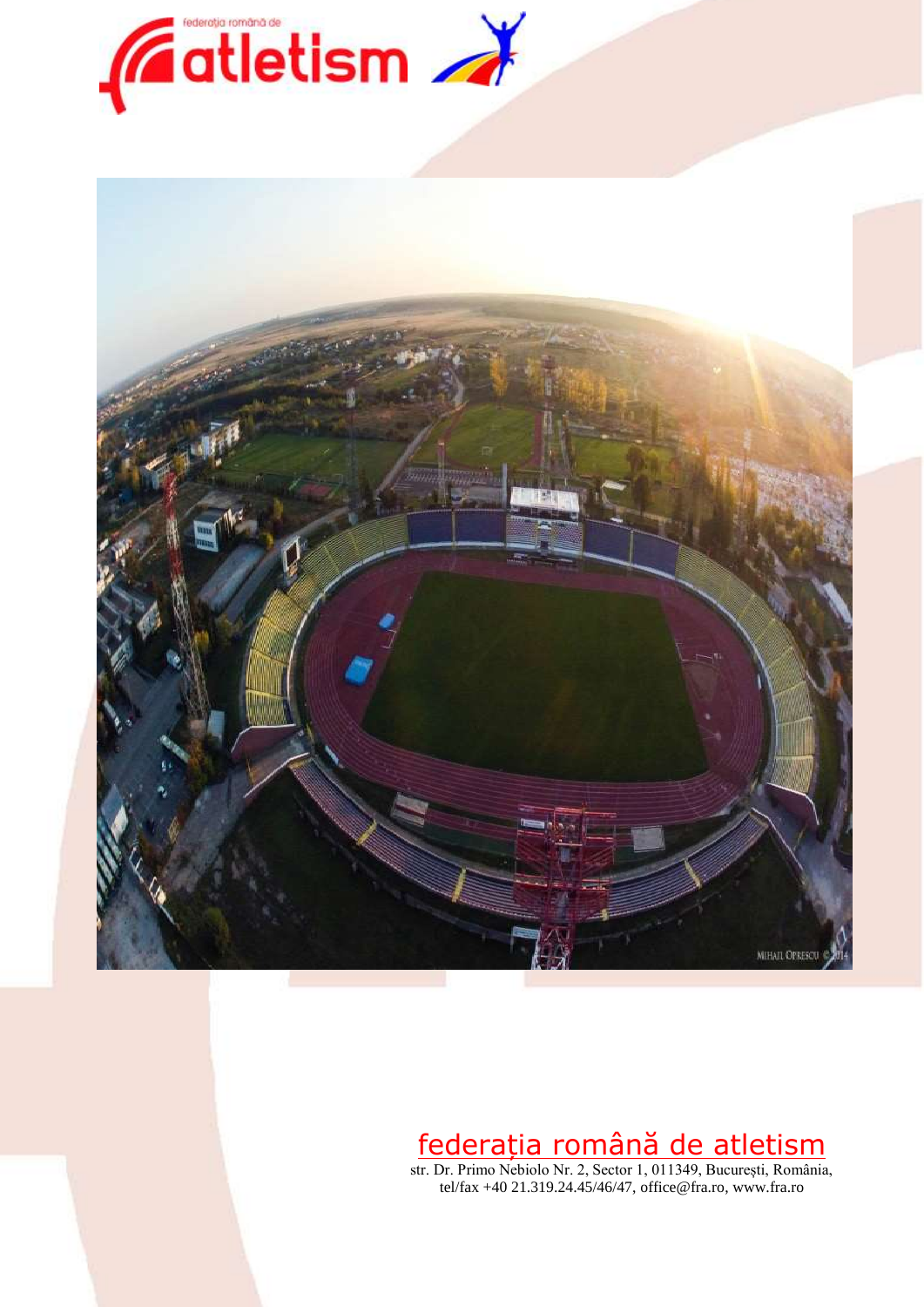federaţia română de

# atletism

federaţia română de atletism

str. Dr. Primo Nebiolo Nr. 2, Sector 1, 011349, Bucureşti, România,
tel/fax +40 21.319.24.45/46/47, office@fra.ro, www.fra.ro